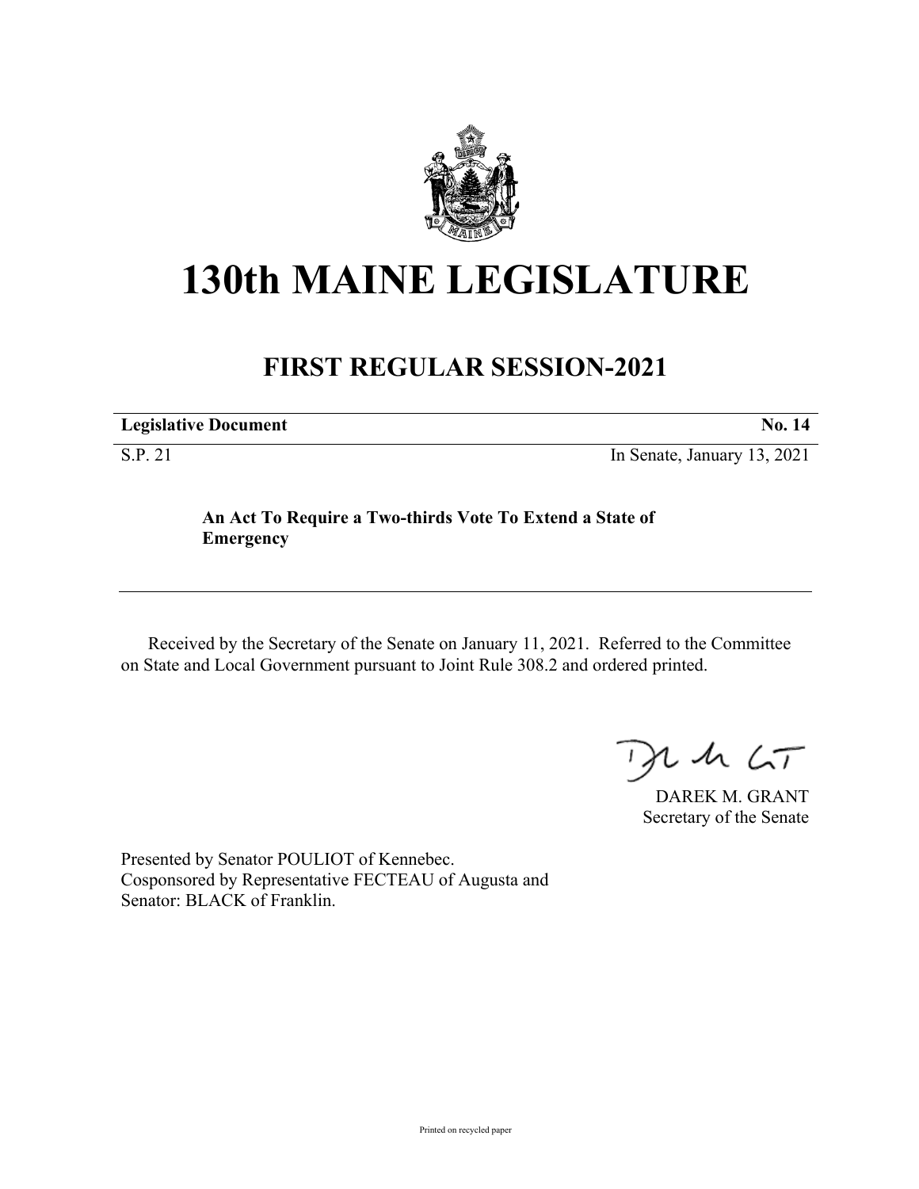# 130th MAINE LEGISLATURE

## FIRST REGULAR SESSION-2021

**Legislative Document** **No. 14**

S.P. 21 In Senate, January 13, 2021

**An Act To Require a Two-thirds Vote To Extend a State of Emergency**

Received by the Secretary of the Senate on January 11, 2021. Referred to the Committee on State and Local Government pursuant to Joint Rule 308.2 and ordered printed.

DAREK M. GRANT
Secretary of the Senate

Presented by Senator POULIOT of Kennebec.
Cosponsored by Representative FECTEAU of Augusta and
Senator: BLACK of Franklin.

Printed on recycled paper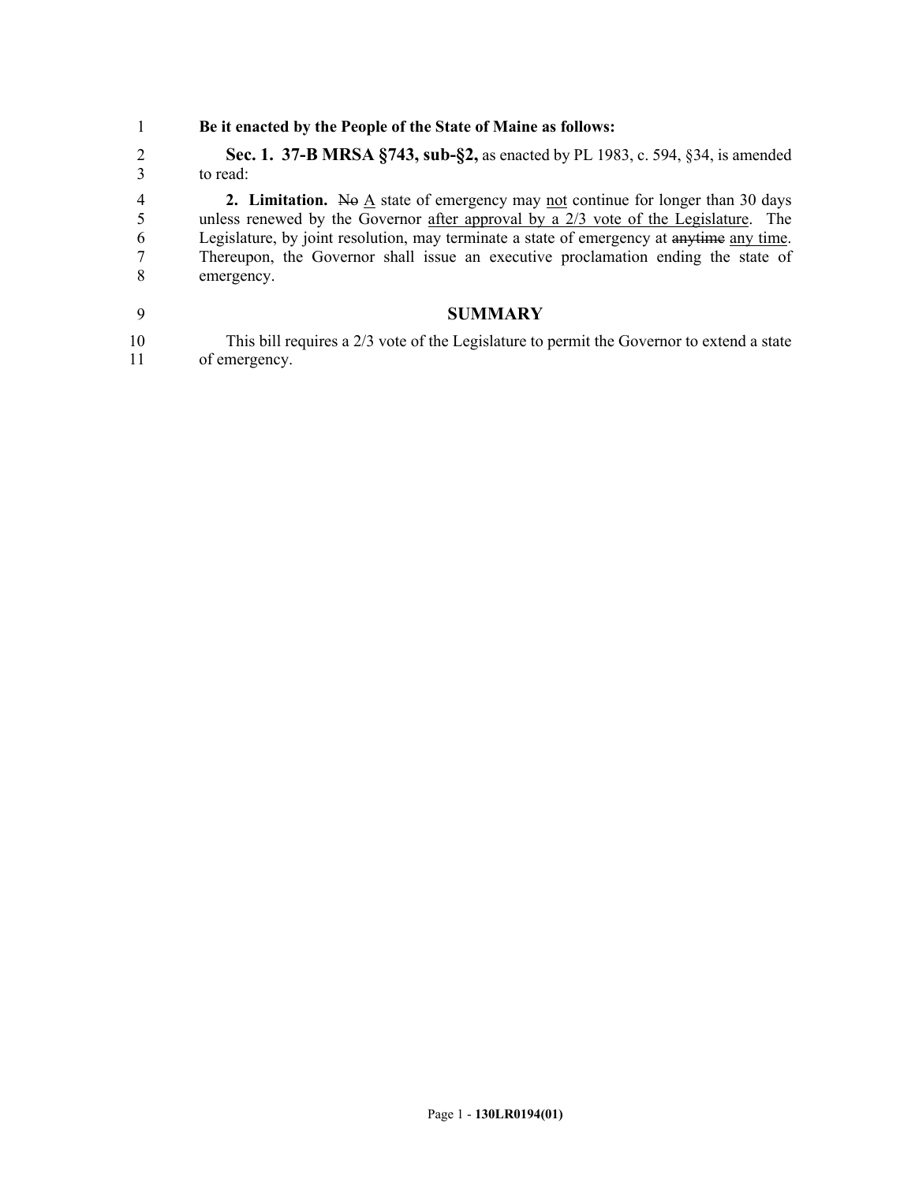**Be it enacted by the People of the State of Maine as follows:**

**Sec. 1. 37-B MRSA §743, sub-§2,** as enacted by PL 1983, c. 594, §34, is amended to read:

**2. Limitation.** ~~No~~ A state of emergency may not continue for longer than 30 days unless renewed by the Governor after approval by a 2/3 vote of the Legislature. The Legislature, by joint resolution, may terminate a state of emergency at ~~anytime~~ any time. Thereupon, the Governor shall issue an executive proclamation ending the state of emergency.

## SUMMARY

This bill requires a 2/3 vote of the Legislature to permit the Governor to extend a state of emergency.